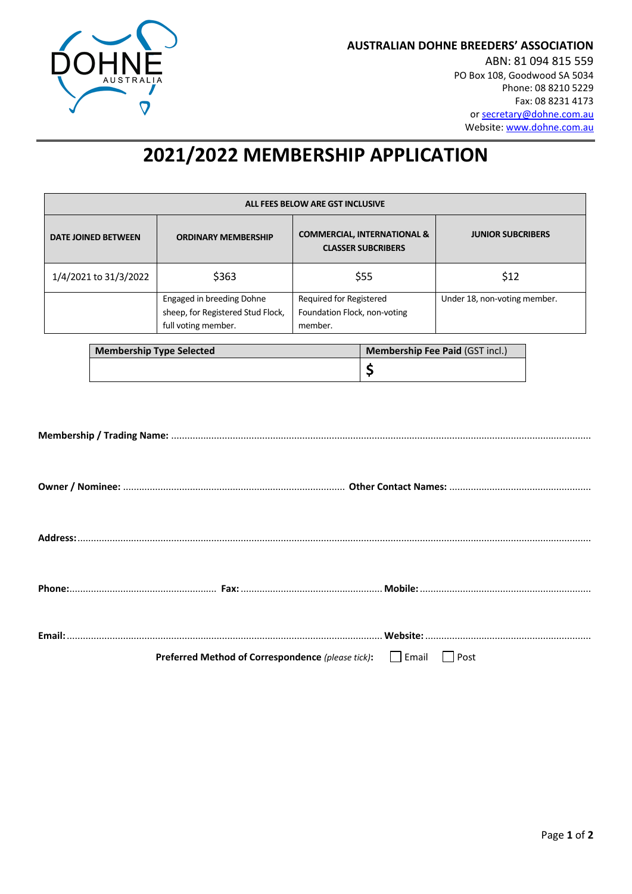DOHNE AUSTRALIA

**AUSTRALIAN DOHNE BREEDERS' ASSOCIATION**
ABN: 81 094 815 559
PO Box 108, Goodwood SA 5034
Phone: 08 8210 5229
Fax: 08 8231 4173
or secretary@dohne.com.au
Website: www.dohne.com.au

# 2021/2022 MEMBERSHIP APPLICATION

| ALL FEES BELOW ARE GST INCLUSIVE | | | |
|---|---|---|---|
| **DATE JOINED BETWEEN** | **ORDINARY MEMBERSHIP** | **COMMERCIAL, INTERNATIONAL & CLASSER SUBCRIBERS** | **JUNIOR SUBCRIBERS** |
| 1/4/2021 to 31/3/2022 | $363 | $55 | $12 |
| | Engaged in breeding Dohne sheep, for Registered Stud Flock, full voting member. | Required for Registered Foundation Flock, non-voting member. | Under 18, non-voting member. |

| **Membership Type Selected** | **Membership Fee Paid** (GST incl.) |
|---|---|
| | **$** |

**Membership / Trading Name:** ..........................................................................................................................................

**Owner / Nominee:** .................................................................................. **Other Contact Names:** ....................................................

**Address:** ..........................................................................................................................................................................

**Phone:** ...................................................... **Fax:** .................................................... **Mobile:** ...............................................................

**Email:** .................................................................................................................. **Website:** ............................................................

**Preferred Method of Correspondence** *(please tick)*: ☐ Email ☐ Post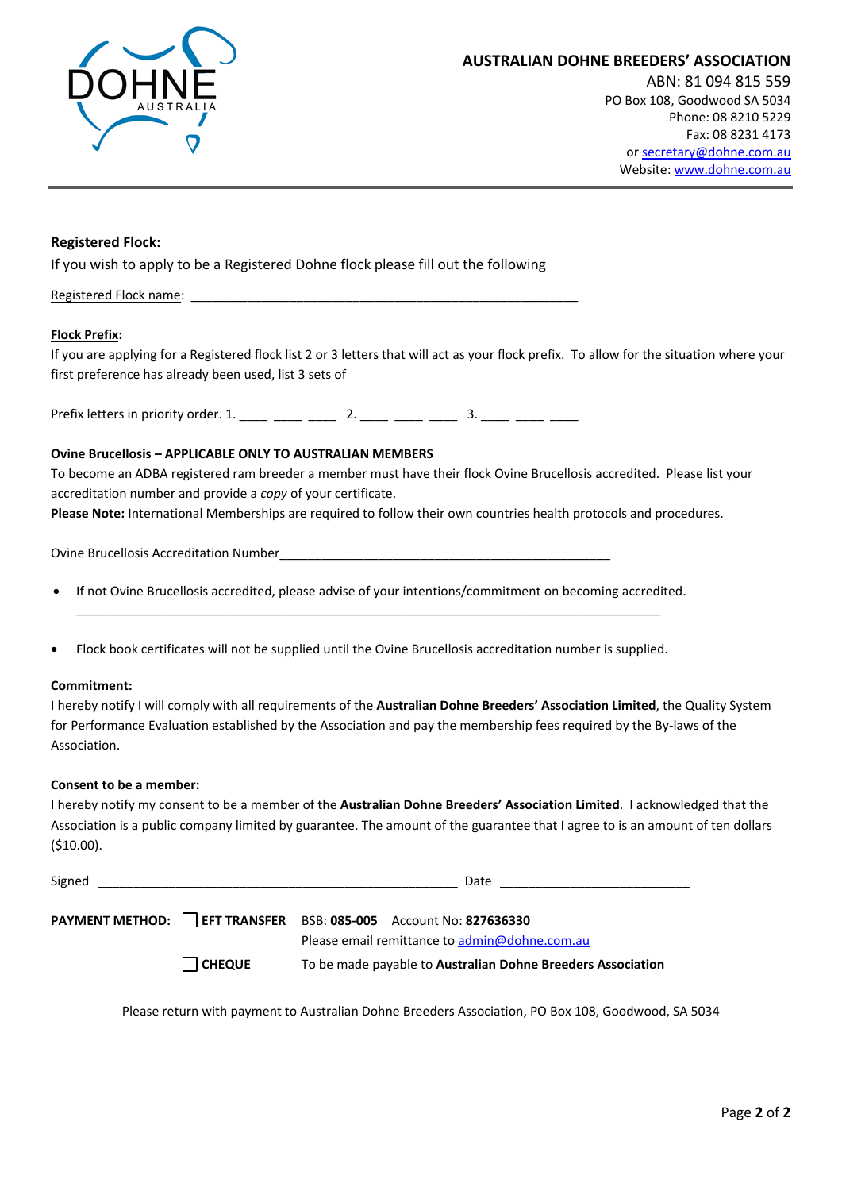**AUSTRALIAN DOHNE BREEDERS' ASSOCIATION**

ABN: 81 094 815 559
PO Box 108, Goodwood SA 5034
Phone: 08 8210 5229
Fax: 08 8231 4173
or secretary@dohne.com.au
Website: www.dohne.com.au

**Registered Flock:**

If you wish to apply to be a Registered Dohne flock please fill out the following

Registered Flock name: ________________________________________________________

**Flock Prefix:**

If you are applying for a Registered flock list 2 or 3 letters that will act as your flock prefix. To allow for the situation where your first preference has already been used, list 3 sets of

Prefix letters in priority order. 1. ____ ____ ____ 2. ____ ____ ____ 3. ____ ____ ____

**Ovine Brucellosis – APPLICABLE ONLY TO AUSTRALIAN MEMBERS**

To become an ADBA registered ram breeder a member must have their flock Ovine Brucellosis accredited. Please list your accreditation number and provide a *copy* of your certificate.

**Please Note:** International Memberships are required to follow their own countries health protocols and procedures.

Ovine Brucellosis Accreditation Number_______________________________________________

- If not Ovine Brucellosis accredited, please advise of your intentions/commitment on becoming accredited.
  _____________________________________________________________________________________
- Flock book certificates will not be supplied until the Ovine Brucellosis accreditation number is supplied.

**Commitment:**

I hereby notify I will comply with all requirements of the **Australian Dohne Breeders' Association Limited**, the Quality System for Performance Evaluation established by the Association and pay the membership fees required by the By-laws of the Association.

**Consent to be a member:**

I hereby notify my consent to be a member of the **Australian Dohne Breeders' Association Limited**. I acknowledged that the Association is a public company limited by guarantee. The amount of the guarantee that I agree to is an amount of ten dollars ($10.00).

Signed ______________________________________________________ Date ___________________________

**PAYMENT METHOD:** ☐ **EFT TRANSFER** BSB: **085-005** Account No: **827636330**
Please email remittance to admin@dohne.com.au

☐ **CHEQUE** To be made payable to **Australian Dohne Breeders Association**

Please return with payment to Australian Dohne Breeders Association, PO Box 108, Goodwood, SA 5034